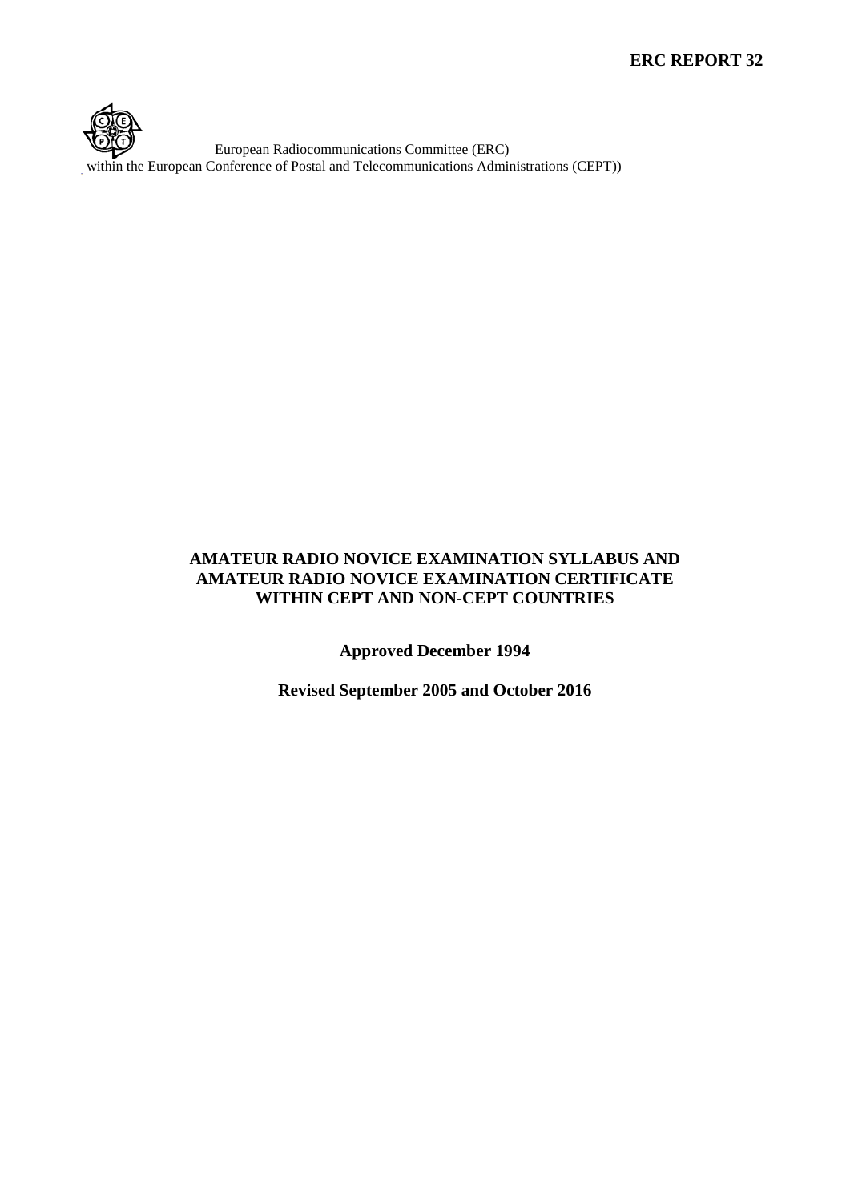**ERC REPORT 32**

European Radiocommunications Committee (ERC)
within the European Conference of Postal and Telecommunications Administrations (CEPT))

# AMATEUR RADIO NOVICE EXAMINATION SYLLABUS AND AMATEUR RADIO NOVICE EXAMINATION CERTIFICATE WITHIN CEPT AND NON-CEPT COUNTRIES

**Approved December 1994**

**Revised September 2005 and October 2016**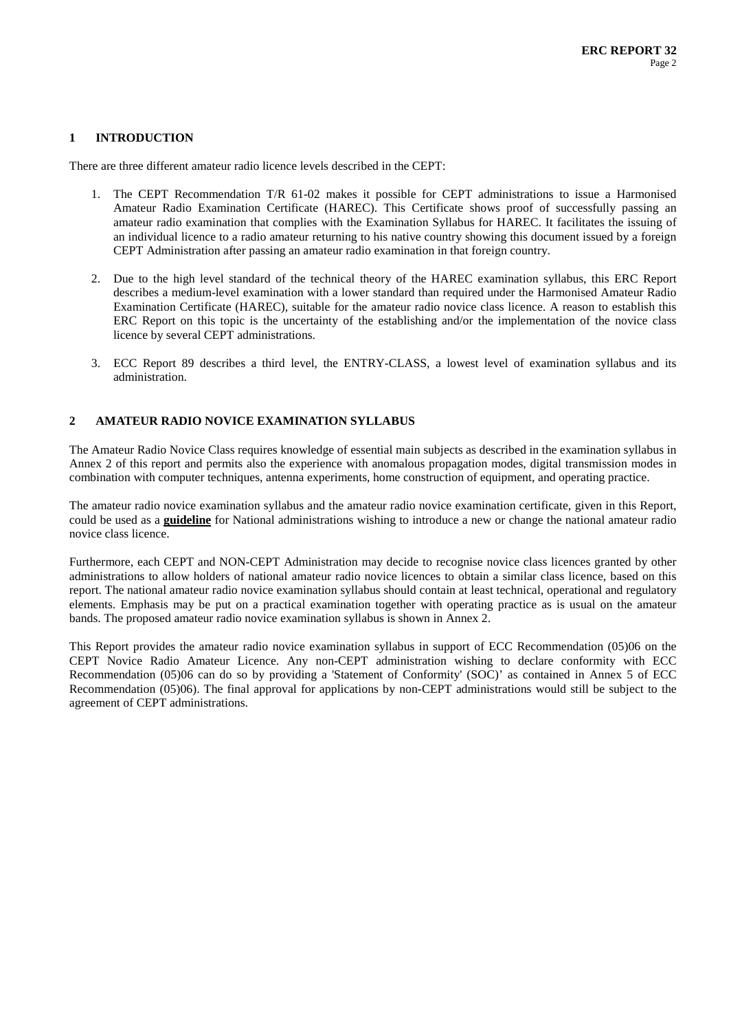## 1 INTRODUCTION

There are three different amateur radio licence levels described in the CEPT:

1. The CEPT Recommendation T/R 61-02 makes it possible for CEPT administrations to issue a Harmonised Amateur Radio Examination Certificate (HAREC). This Certificate shows proof of successfully passing an amateur radio examination that complies with the Examination Syllabus for HAREC. It facilitates the issuing of an individual licence to a radio amateur returning to his native country showing this document issued by a foreign CEPT Administration after passing an amateur radio examination in that foreign country.

2. Due to the high level standard of the technical theory of the HAREC examination syllabus, this ERC Report describes a medium-level examination with a lower standard than required under the Harmonised Amateur Radio Examination Certificate (HAREC), suitable for the amateur radio novice class licence. A reason to establish this ERC Report on this topic is the uncertainty of the establishing and/or the implementation of the novice class licence by several CEPT administrations.

3. ECC Report 89 describes a third level, the ENTRY-CLASS, a lowest level of examination syllabus and its administration.

## 2 AMATEUR RADIO NOVICE EXAMINATION SYLLABUS

The Amateur Radio Novice Class requires knowledge of essential main subjects as described in the examination syllabus in Annex 2 of this report and permits also the experience with anomalous propagation modes, digital transmission modes in combination with computer techniques, antenna experiments, home construction of equipment, and operating practice.

The amateur radio novice examination syllabus and the amateur radio novice examination certificate, given in this Report, could be used as a **guideline** for National administrations wishing to introduce a new or change the national amateur radio novice class licence.

Furthermore, each CEPT and NON-CEPT Administration may decide to recognise novice class licences granted by other administrations to allow holders of national amateur radio novice licences to obtain a similar class licence, based on this report. The national amateur radio novice examination syllabus should contain at least technical, operational and regulatory elements. Emphasis may be put on a practical examination together with operating practice as is usual on the amateur bands. The proposed amateur radio novice examination syllabus is shown in Annex 2.

This Report provides the amateur radio novice examination syllabus in support of ECC Recommendation (05)06 on the CEPT Novice Radio Amateur Licence. Any non-CEPT administration wishing to declare conformity with ECC Recommendation (05)06 can do so by providing a 'Statement of Conformity' (SOC)' as contained in Annex 5 of ECC Recommendation (05)06). The final approval for applications by non-CEPT administrations would still be subject to the agreement of CEPT administrations.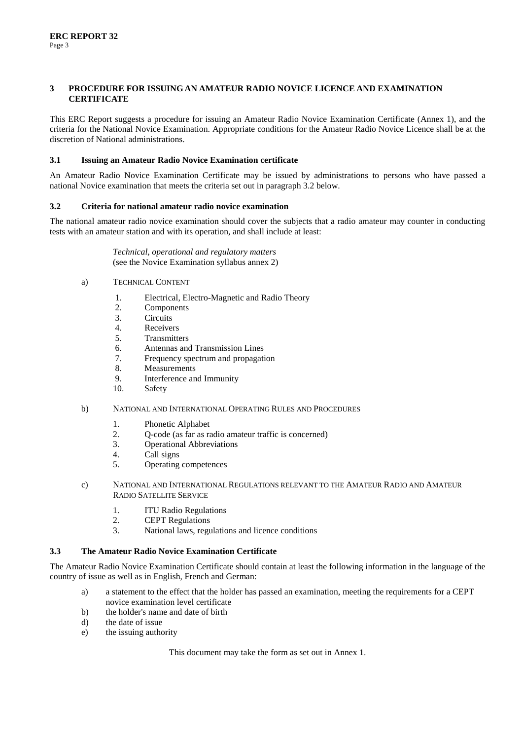## 3 PROCEDURE FOR ISSUING AN AMATEUR RADIO NOVICE LICENCE AND EXAMINATION CERTIFICATE

This ERC Report suggests a procedure for issuing an Amateur Radio Novice Examination Certificate (Annex 1), and the criteria for the National Novice Examination. Appropriate conditions for the Amateur Radio Novice Licence shall be at the discretion of National administrations.

### 3.1 Issuing an Amateur Radio Novice Examination certificate

An Amateur Radio Novice Examination Certificate may be issued by administrations to persons who have passed a national Novice examination that meets the criteria set out in paragraph 3.2 below.

### 3.2 Criteria for national amateur radio novice examination

The national amateur radio novice examination should cover the subjects that a radio amateur may counter in conducting tests with an amateur station and with its operation, and shall include at least:

> *Technical, operational and regulatory matters*
> (see the Novice Examination syllabus annex 2)

a) TECHNICAL CONTENT

1. Electrical, Electro-Magnetic and Radio Theory
2. Components
3. Circuits
4. Receivers
5. Transmitters
6. Antennas and Transmission Lines
7. Frequency spectrum and propagation
8. Measurements
9. Interference and Immunity
10. Safety

b) NATIONAL AND INTERNATIONAL OPERATING RULES AND PROCEDURES

1. Phonetic Alphabet
2. Q-code (as far as radio amateur traffic is concerned)
3. Operational Abbreviations
4. Call signs
5. Operating competences

c) NATIONAL AND INTERNATIONAL REGULATIONS RELEVANT TO THE AMATEUR RADIO AND AMATEUR RADIO SATELLITE SERVICE

1. ITU Radio Regulations
2. CEPT Regulations
3. National laws, regulations and licence conditions

### 3.3 The Amateur Radio Novice Examination Certificate

The Amateur Radio Novice Examination Certificate should contain at least the following information in the language of the country of issue as well as in English, French and German:

a) a statement to the effect that the holder has passed an examination, meeting the requirements for a CEPT novice examination level certificate
b) the holder's name and date of birth
d) the date of issue
e) the issuing authority

This document may take the form as set out in Annex 1.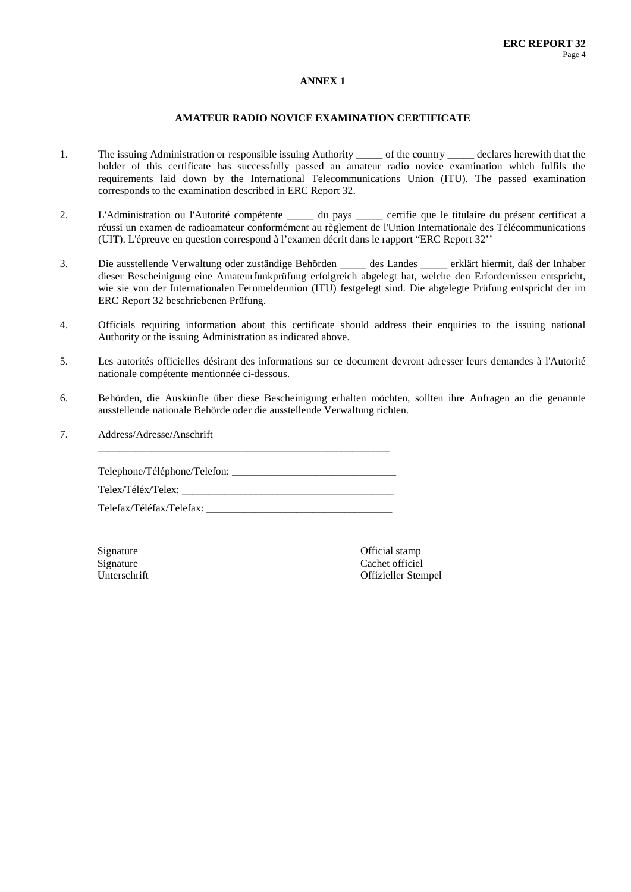## ANNEX 1

### AMATEUR RADIO NOVICE EXAMINATION CERTIFICATE

1. The issuing Administration or responsible issuing Authority _____ of the country _____ declares herewith that the holder of this certificate has successfully passed an amateur radio novice examination which fulfils the requirements laid down by the International Telecommunications Union (ITU). The passed examination corresponds to the examination described in ERC Report 32.

2. L'Administration ou l'Autorité compétente _____ du pays _____ certifie que le titulaire du présent certificat a réussi un examen de radioamateur conformément au règlement de l'Union Internationale des Télécommunications (UIT). L'épreuve en question correspond à l'examen décrit dans le rapport "ERC Report 32''

3. Die ausstellende Verwaltung oder zuständige Behörden _____ des Landes _____ erklärt hiermit, daß der Inhaber dieser Bescheinigung eine Amateurfunkprüfung erfolgreich abgelegt hat, welche den Erfordernissen entspricht, wie sie von der Internationalen Fernmeldeunion (ITU) festgelegt sind. Die abgelegte Prüfung entspricht der im ERC Report 32 beschriebenen Prüfung.

4. Officials requiring information about this certificate should address their enquiries to the issuing national Authority or the issuing Administration as indicated above.

5. Les autorités officielles désirant des informations sur ce document devront adresser leurs demandes à l'Autorité nationale compétente mentionnée ci-dessous.

6. Behörden, die Auskünfte über diese Bescheinigung erhalten möchten, sollten ihre Anfragen an die genannte ausstellende nationale Behörde oder die ausstellende Verwaltung richten.

7. Address/Adresse/Anschrift
   ________________________________________________________

   Telephone/Téléphone/Telefon: _______________________________

   Telex/Téléx/Telex: ________________________________________

   Telefax/Téléfax/Telefax: ___________________________________

Signature
Signature
Unterschrift

Official stamp
Cachet officiel
Offizieller Stempel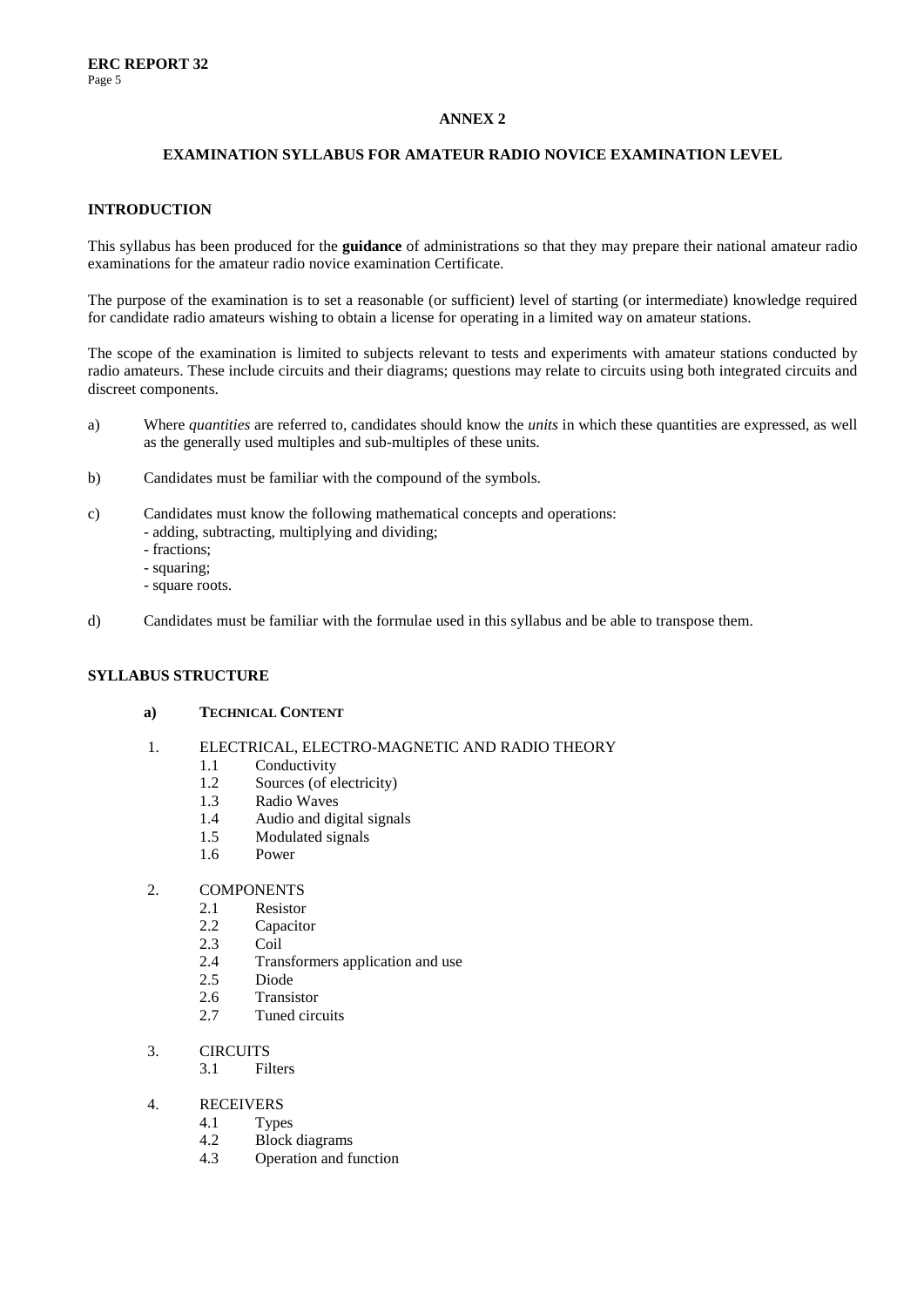## ANNEX 2

## EXAMINATION SYLLABUS FOR AMATEUR RADIO NOVICE EXAMINATION LEVEL

### INTRODUCTION

This syllabus has been produced for the **guidance** of administrations so that they may prepare their national amateur radio examinations for the amateur radio novice examination Certificate.

The purpose of the examination is to set a reasonable (or sufficient) level of starting (or intermediate) knowledge required for candidate radio amateurs wishing to obtain a license for operating in a limited way on amateur stations.

The scope of the examination is limited to subjects relevant to tests and experiments with amateur stations conducted by radio amateurs. These include circuits and their diagrams; questions may relate to circuits using both integrated circuits and discreet components.

a) Where *quantities* are referred to, candidates should know the *units* in which these quantities are expressed, as well as the generally used multiples and sub-multiples of these units.

b) Candidates must be familiar with the compound of the symbols.

c) Candidates must know the following mathematical concepts and operations:
   - adding, subtracting, multiplying and dividing;
   - fractions;
   - squaring;
   - square roots.

d) Candidates must be familiar with the formulae used in this syllabus and be able to transpose them.

### SYLLABUS STRUCTURE

**a) TECHNICAL CONTENT**

1. ELECTRICAL, ELECTRO-MAGNETIC AND RADIO THEORY
   - 1.1 Conductivity
   - 1.2 Sources (of electricity)
   - 1.3 Radio Waves
   - 1.4 Audio and digital signals
   - 1.5 Modulated signals
   - 1.6 Power

2. COMPONENTS
   - 2.1 Resistor
   - 2.2 Capacitor
   - 2.3 Coil
   - 2.4 Transformers application and use
   - 2.5 Diode
   - 2.6 Transistor
   - 2.7 Tuned circuits

3. CIRCUITS
   - 3.1 Filters

4. RECEIVERS
   - 4.1 Types
   - 4.2 Block diagrams
   - 4.3 Operation and function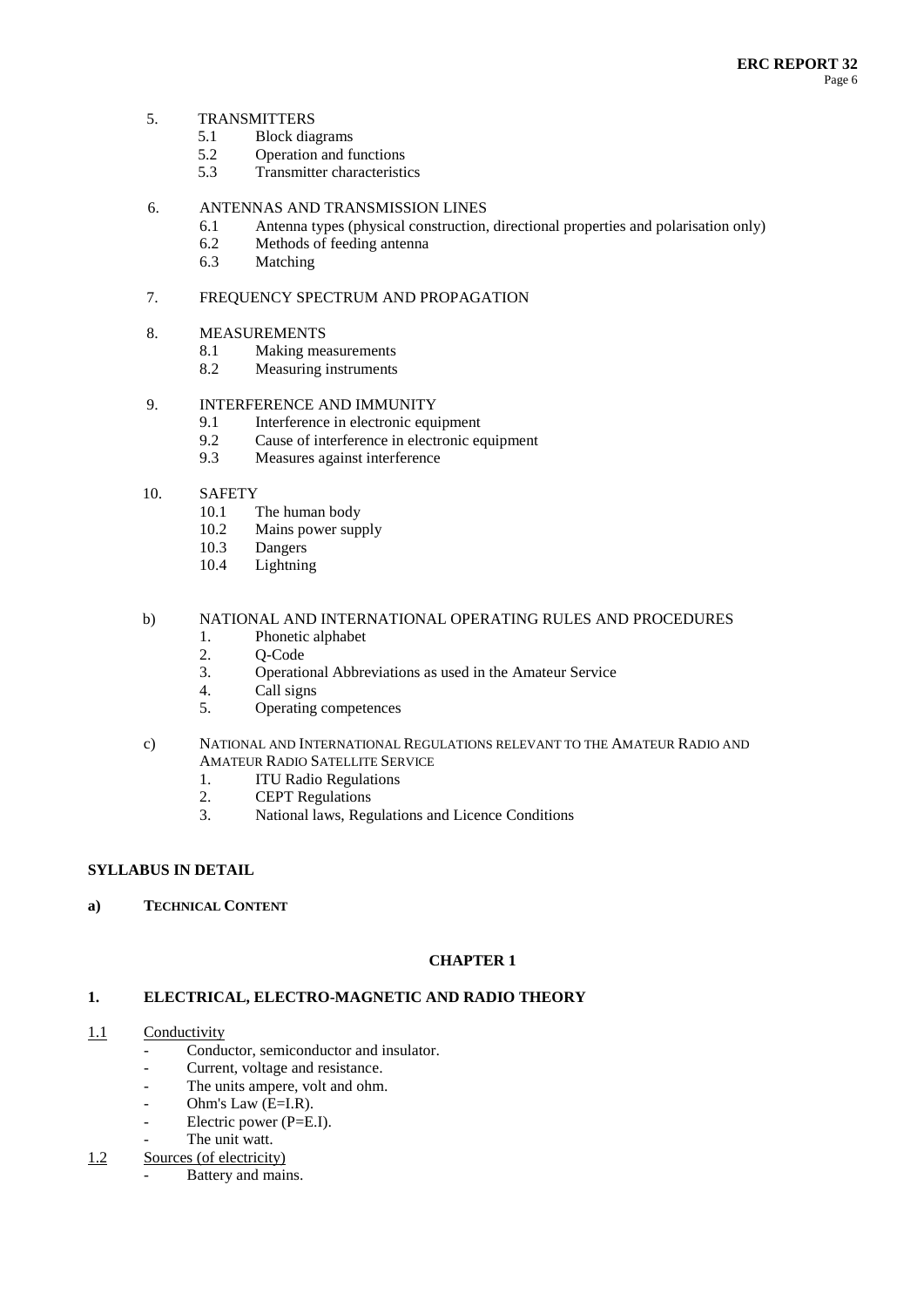5. TRANSMITTERS
   - 5.1 Block diagrams
   - 5.2 Operation and functions
   - 5.3 Transmitter characteristics

6. ANTENNAS AND TRANSMISSION LINES
   - 6.1 Antenna types (physical construction, directional properties and polarisation only)
   - 6.2 Methods of feeding antenna
   - 6.3 Matching

7. FREQUENCY SPECTRUM AND PROPAGATION

8. MEASUREMENTS
   - 8.1 Making measurements
   - 8.2 Measuring instruments

9. INTERFERENCE AND IMMUNITY
   - 9.1 Interference in electronic equipment
   - 9.2 Cause of interference in electronic equipment
   - 9.3 Measures against interference

10. SAFETY
    - 10.1 The human body
    - 10.2 Mains power supply
    - 10.3 Dangers
    - 10.4 Lightning

b) NATIONAL AND INTERNATIONAL OPERATING RULES AND PROCEDURES
   1. Phonetic alphabet
   2. Q-Code
   3. Operational Abbreviations as used in the Amateur Service
   4. Call signs
   5. Operating competences

c) NATIONAL AND INTERNATIONAL REGULATIONS RELEVANT TO THE AMATEUR RADIO AND AMATEUR RADIO SATELLITE SERVICE
   1. ITU Radio Regulations
   2. CEPT Regulations
   3. National laws, Regulations and Licence Conditions

## SYLLABUS IN DETAIL

### a) TECHNICAL CONTENT

### CHAPTER 1

### 1. ELECTRICAL, ELECTRO-MAGNETIC AND RADIO THEORY

1.1 Conductivity
- Conductor, semiconductor and insulator.
- Current, voltage and resistance.
- The units ampere, volt and ohm.
- Ohm's Law (E=I.R).
- Electric power (P=E.I).
- The unit watt.

1.2 Sources (of electricity)
- Battery and mains.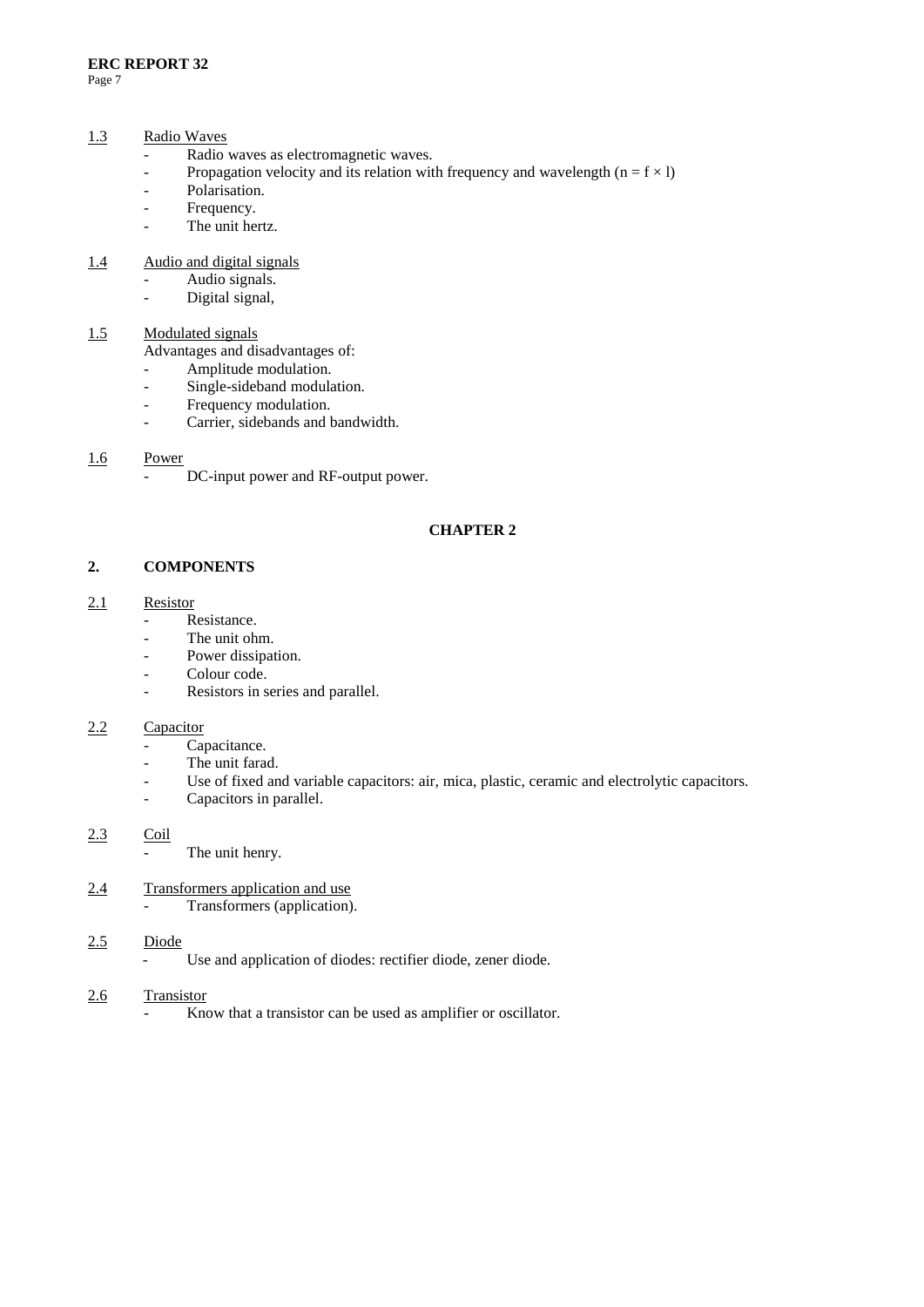1.3 Radio Waves

- Radio waves as electromagnetic waves.
- Propagation velocity and its relation with frequency and wavelength ($n = f \times l$)
- Polarisation.
- Frequency.
- The unit hertz.

1.4 Audio and digital signals

- Audio signals.
- Digital signal,

1.5 Modulated signals

Advantages and disadvantages of:

- Amplitude modulation.
- Single-sideband modulation.
- Frequency modulation.
- Carrier, sidebands and bandwidth.

1.6 Power

- DC-input power and RF-output power.

**CHAPTER 2**

## 2. COMPONENTS

2.1 Resistor

- Resistance.
- The unit ohm.
- Power dissipation.
- Colour code.
- Resistors in series and parallel.

2.2 Capacitor

- Capacitance.
- The unit farad.
- Use of fixed and variable capacitors: air, mica, plastic, ceramic and electrolytic capacitors.
- Capacitors in parallel.

2.3 Coil

- The unit henry.

2.4 Transformers application and use

- Transformers (application).

2.5 Diode

- Use and application of diodes: rectifier diode, zener diode.

2.6 Transistor

- Know that a transistor can be used as amplifier or oscillator.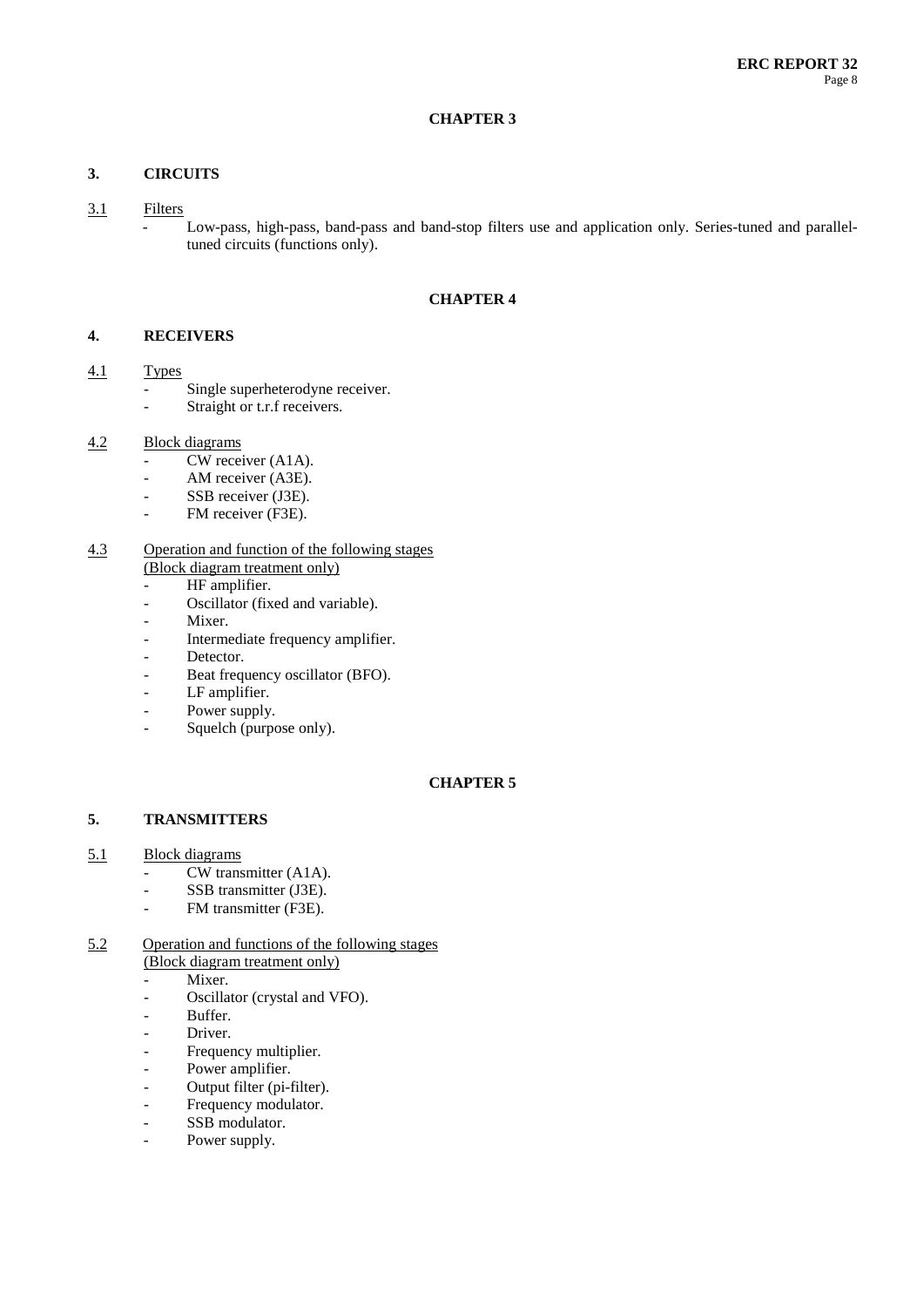## CHAPTER 3

### 3. CIRCUITS

3.1 Filters

- Low-pass, high-pass, band-pass and band-stop filters use and application only. Series-tuned and parallel-tuned circuits (functions only).

## CHAPTER 4

### 4. RECEIVERS

4.1 Types

- Single superheterodyne receiver.
- Straight or t.r.f receivers.

4.2 Block diagrams

- CW receiver (A1A).
- AM receiver (A3E).
- SSB receiver (J3E).
- FM receiver (F3E).

4.3 Operation and function of the following stages (Block diagram treatment only)

- HF amplifier.
- Oscillator (fixed and variable).
- Mixer.
- Intermediate frequency amplifier.
- Detector.
- Beat frequency oscillator (BFO).
- LF amplifier.
- Power supply.
- Squelch (purpose only).

## CHAPTER 5

### 5. TRANSMITTERS

5.1 Block diagrams

- CW transmitter (A1A).
- SSB transmitter (J3E).
- FM transmitter (F3E).

5.2 Operation and functions of the following stages (Block diagram treatment only)

- Mixer.
- Oscillator (crystal and VFO).
- Buffer.
- Driver.
- Frequency multiplier.
- Power amplifier.
- Output filter (pi-filter).
- Frequency modulator.
- SSB modulator.
- Power supply.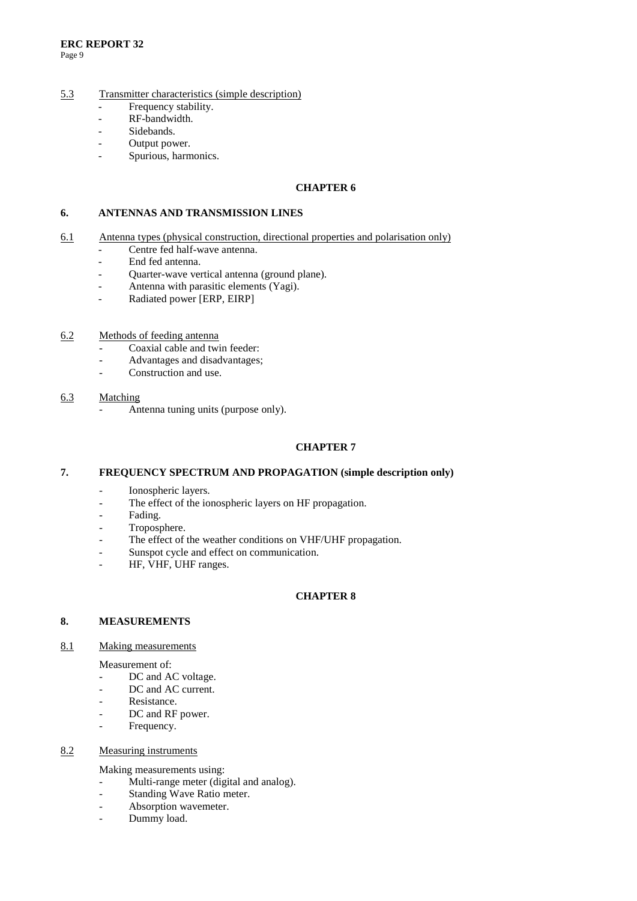5.3 Transmitter characteristics (simple description)

- Frequency stability.
- RF-bandwidth.
- Sidebands.
- Output power.
- Spurious, harmonics.

**CHAPTER 6**

## 6. ANTENNAS AND TRANSMISSION LINES

6.1 Antenna types (physical construction, directional properties and polarisation only)

- Centre fed half-wave antenna.
- End fed antenna.
- Quarter-wave vertical antenna (ground plane).
- Antenna with parasitic elements (Yagi).
- Radiated power [ERP, EIRP]

6.2 Methods of feeding antenna

- Coaxial cable and twin feeder:
- Advantages and disadvantages;
- Construction and use.

6.3 Matching

- Antenna tuning units (purpose only).

**CHAPTER 7**

## 7. FREQUENCY SPECTRUM AND PROPAGATION (simple description only)

- Ionospheric layers.
- The effect of the ionospheric layers on HF propagation.
- Fading.
- Troposphere.
- The effect of the weather conditions on VHF/UHF propagation.
- Sunspot cycle and effect on communication.
- HF, VHF, UHF ranges.

**CHAPTER 8**

## 8. MEASUREMENTS

8.1 Making measurements

Measurement of:

- DC and AC voltage.
- DC and AC current.
- Resistance.
- DC and RF power.
- Frequency.

8.2 Measuring instruments

Making measurements using:

- Multi-range meter (digital and analog).
- Standing Wave Ratio meter.
- Absorption wavemeter.
- Dummy load.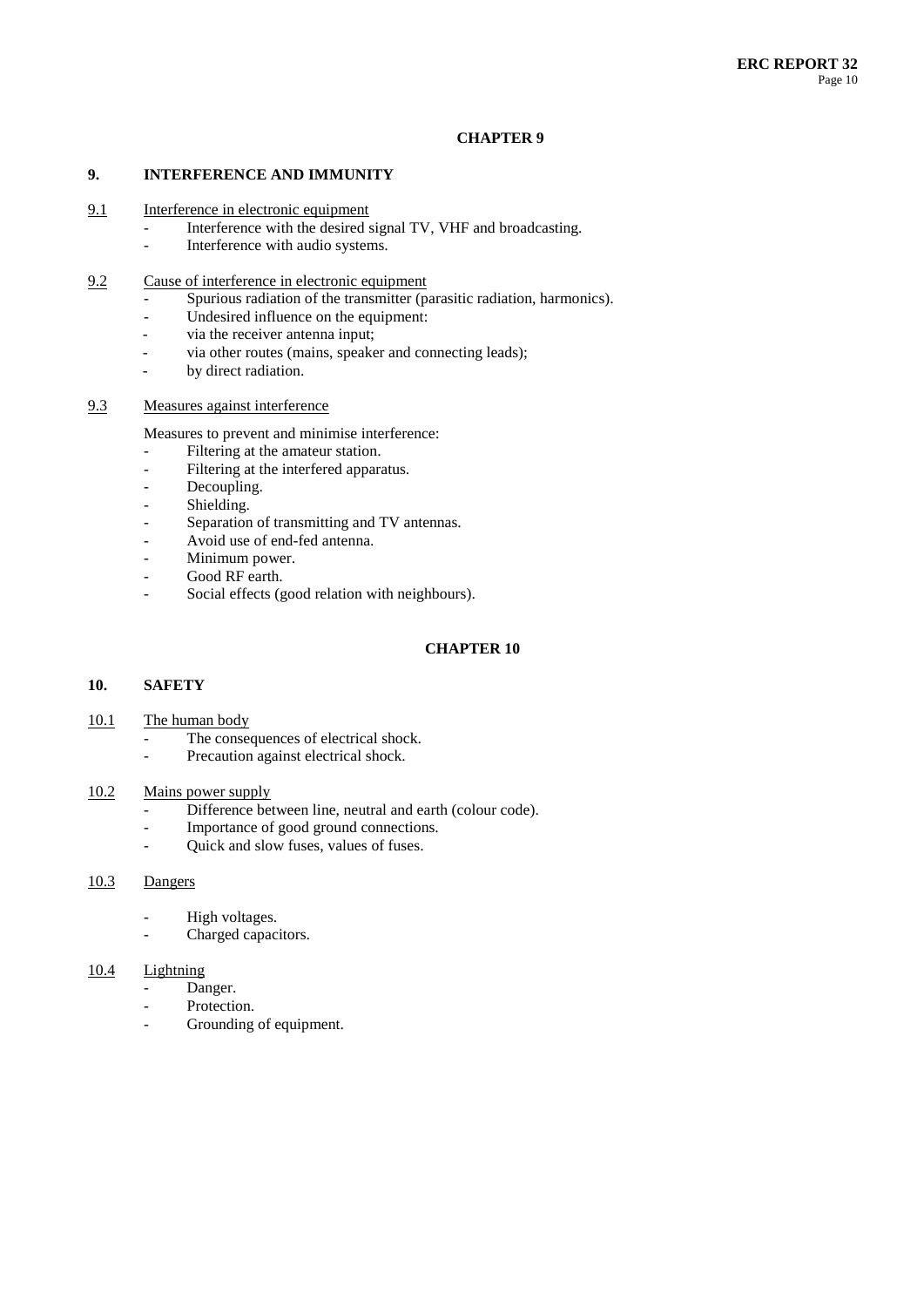## CHAPTER 9

### 9. INTERFERENCE AND IMMUNITY

9.1 Interference in electronic equipment

- Interference with the desired signal TV, VHF and broadcasting.
- Interference with audio systems.

9.2 Cause of interference in electronic equipment

- Spurious radiation of the transmitter (parasitic radiation, harmonics).
- Undesired influence on the equipment:
- via the receiver antenna input;
- via other routes (mains, speaker and connecting leads);
- by direct radiation.

9.3 Measures against interference

Measures to prevent and minimise interference:

- Filtering at the amateur station.
- Filtering at the interfered apparatus.
- Decoupling.
- Shielding.
- Separation of transmitting and TV antennas.
- Avoid use of end-fed antenna.
- Minimum power.
- Good RF earth.
- Social effects (good relation with neighbours).

## CHAPTER 10

### 10. SAFETY

10.1 The human body

- The consequences of electrical shock.
- Precaution against electrical shock.

10.2 Mains power supply

- Difference between line, neutral and earth (colour code).
- Importance of good ground connections.
- Quick and slow fuses, values of fuses.

10.3 Dangers

- High voltages.
- Charged capacitors.

10.4 Lightning

- Danger.
- Protection.
- Grounding of equipment.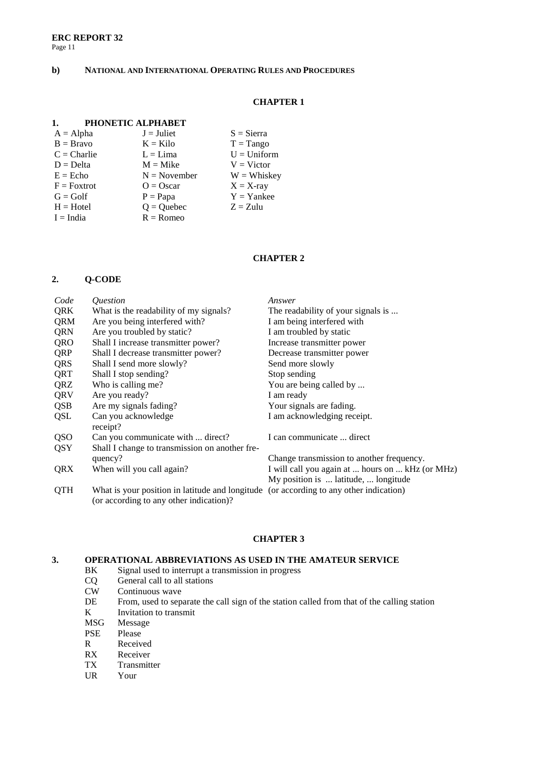### b) NATIONAL AND INTERNATIONAL OPERATING RULES AND PROCEDURES

## CHAPTER 1

### 1. PHONETIC ALPHABET

| | | |
|---|---|---|
| A = Alpha | J = Juliet | S = Sierra |
| B = Bravo | K = Kilo | T = Tango |
| C = Charlie | L = Lima | U = Uniform |
| D = Delta | M = Mike | V = Victor |
| E = Echo | N = November | W = Whiskey |
| F = Foxtrot | O = Oscar | X = X-ray |
| G = Golf | P = Papa | Y = Yankee |
| H = Hotel | Q = Quebec | Z = Zulu |
| I = India | R = Romeo | |

## CHAPTER 2

### 2. Q-CODE

| *Code* | *Question* | *Answer* |
|---|---|---|
| QRK | What is the readability of my signals? | The readability of your signals is ... |
| QRM | Are you being interfered with? | I am being interfered with |
| QRN | Are you troubled by static? | I am troubled by static |
| QRO | Shall I increase transmitter power? | Increase transmitter power |
| QRP | Shall I decrease transmitter power? | Decrease transmitter power |
| QRS | Shall I send more slowly? | Send more slowly |
| QRT | Shall I stop sending? | Stop sending |
| QRZ | Who is calling me? | You are being called by ... |
| QRV | Are you ready? | I am ready |
| QSB | Are my signals fading? | Your signals are fading. |
| QSL | Can you acknowledge receipt? | I am acknowledging receipt. |
| QSO | Can you communicate with ... direct? | I can communicate ... direct |
| QSY | Shall I change to transmission on another frequency? | Change transmission to another frequency. |
| QRX | When will you call again? | I will call you again at ... hours on ... kHz (or MHz) |
| QTH | What is your position in latitude and longitude (or according to any other indication)? | My position is ... latitude, ... longitude (or according to any other indication) |

## CHAPTER 3

### 3. OPERATIONAL ABBREVIATIONS AS USED IN THE AMATEUR SERVICE

| | |
|---|---|
| BK | Signal used to interrupt a transmission in progress |
| CQ | General call to all stations |
| CW | Continuous wave |
| DE | From, used to separate the call sign of the station called from that of the calling station |
| K | Invitation to transmit |
| MSG | Message |
| PSE | Please |
| R | Received |
| RX | Receiver |
| TX | Transmitter |
| UR | Your |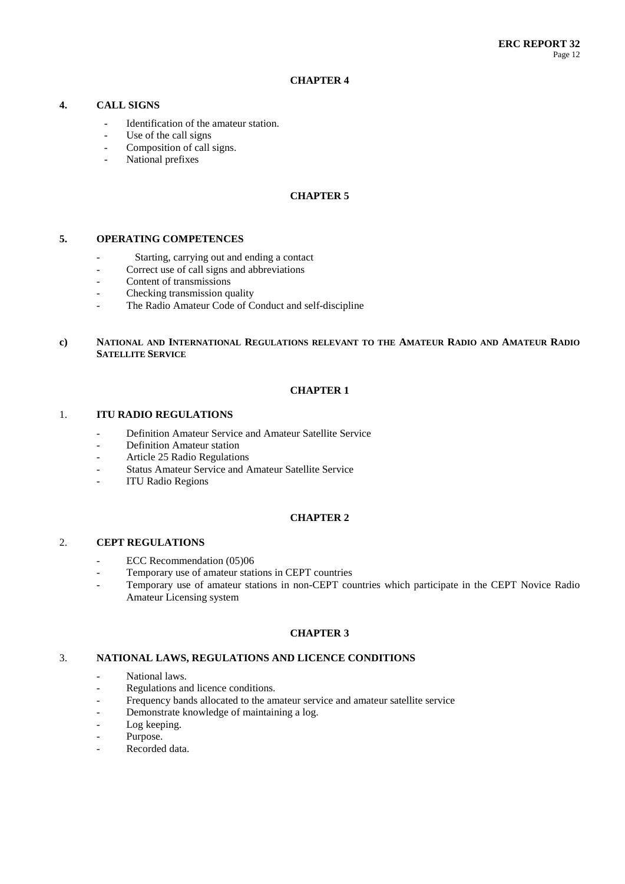**CHAPTER 4**

## 4. CALL SIGNS

- Identification of the amateur station.
- Use of the call signs
- Composition of call signs.
- National prefixes

**CHAPTER 5**

## 5. OPERATING COMPETENCES

- Starting, carrying out and ending a contact
- Correct use of call signs and abbreviations
- Content of transmissions
- Checking transmission quality
- The Radio Amateur Code of Conduct and self-discipline

## c) NATIONAL AND INTERNATIONAL REGULATIONS RELEVANT TO THE AMATEUR RADIO AND AMATEUR RADIO SATELLITE SERVICE

**CHAPTER 1**

## 1. ITU RADIO REGULATIONS

- Definition Amateur Service and Amateur Satellite Service
- Definition Amateur station
- Article 25 Radio Regulations
- Status Amateur Service and Amateur Satellite Service
- ITU Radio Regions

**CHAPTER 2**

## 2. CEPT REGULATIONS

- ECC Recommendation (05)06
- Temporary use of amateur stations in CEPT countries
- Temporary use of amateur stations in non-CEPT countries which participate in the CEPT Novice Radio Amateur Licensing system

**CHAPTER 3**

## 3. NATIONAL LAWS, REGULATIONS AND LICENCE CONDITIONS

- National laws.
- Regulations and licence conditions.
- Frequency bands allocated to the amateur service and amateur satellite service
- Demonstrate knowledge of maintaining a log.
- Log keeping.
- Purpose.
- Recorded data.